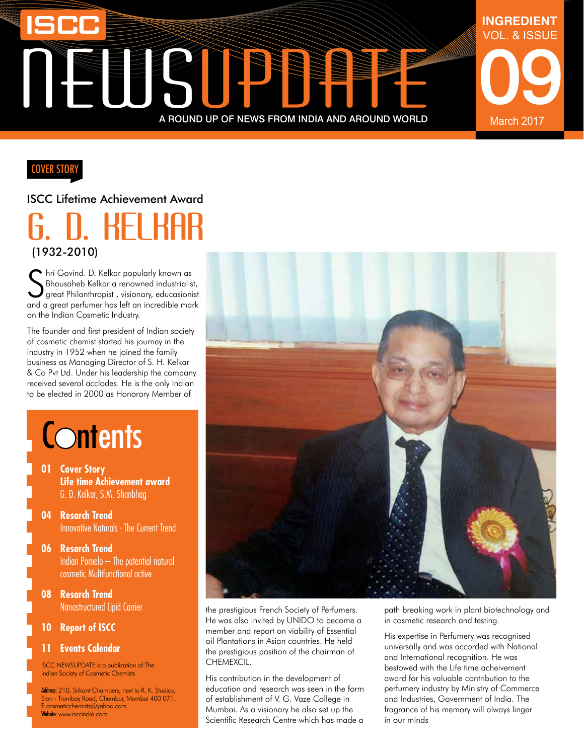# ISCC NEWSUPDATE

A ROUND UP OF NEWS FROM INDIA AND AROUND WORLD

INGREDIENT
VOL. & ISSUE
09
March 2017

COVER STORY

## ISCC Lifetime Achievement Award

# G. D. KELKAR

(1932-2010)

Shri Govind. D. Kelkar popularly known as Bhausaheb Kelkar a renowned industrialist, great Philanthropist , visionary, educasionist and a great perfumer has left an incredible mark on the Indian Cosmetic Industry.

The founder and first president of Indian society of cosmetic chemist started his journey in the industry in 1952 when he joined the family business as Managing Director of S. H. Kelkar & Co Pvt Ltd. Under his leadership the company received several acclodes. He is the only Indian to be elected in 2000 as Honorary Member of the prestigious French Society of Perfumers. He was also invited by UNIDO to become a member and report on viability of Essential oil Plantations in Asian countries. He held the prestigious position of the chairman of CHEMEXCIL.

His contribution in the development of education and research was seen in the form of establishment of V. G. Vaze College in Mumbai. As a visionary he also set up the Scientific Research Centre which has made a path breaking work in plant biotechnology and in cosmetic research and testing.

His expertise in Perfumery was recognised universally and was accorded with National and International recognition. He was bestowed with the Life time acheivement award for his valuable contribution to the perfumery industry by Ministry of Commerce and Industries, Government of India. The fragrance of his memory will always linger in our minds

## Contents

- **01 Cover Story**
  **Life time Achievement award**
  G. D. Kelkar, S.M. Shanbhag
- **04 Resrach Trend**
  Innovative Naturals - The Current Trend
- **06 Resrach Trend**
  Indian Pomelo – The potential natural cosmetic Multifunctional active
- **08 Resrach Trend**
  Nanostructured Lipid Carrier
- **10 Report of ISCC**
- **11 Events Calendar**

ISCC NEWSUPDATE is a publication of The Indian Society of Cosmetic Chemists

**Address:** 210, Srikant Chambers, next to R. K. Studios, Sion - Trombay Road, Chembur, Mumbai 400 071.
E: cosmeticchemists@yahoo.com
**Website:** www.isccindia.com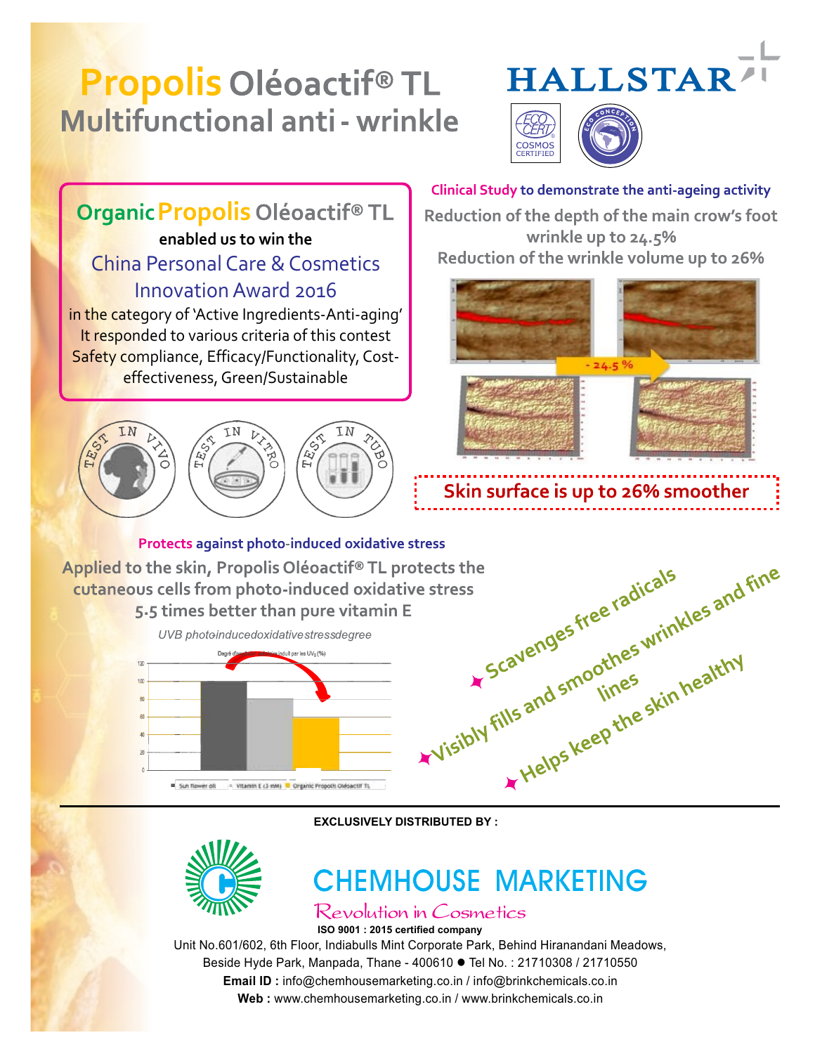# Propolis Oléoactif® TL
## Multifunctional anti - wrinkle

HALLSTAR

ECO CERT COSMOS CERTIFIED

ECO CONCEPTION

### Organic Propolis Oléoactif® TL

**enabled us to win the**

China Personal Care & Cosmetics Innovation Award 2016

in the category of 'Active Ingredients-Anti-aging'
It responded to various criteria of this contest
Safety compliance, Efficacy/Functionality, Cost-effectiveness, Green/Sustainable

TEST IN VIVO — TEST IN VITRO — TEST IN TUBO

### Clinical Study to demonstrate the anti-ageing activity

**Reduction of the depth of the main crow's foot wrinkle up to 24.5%**

**Reduction of the wrinkle volume up to 26%**

- 24.5 %

**Skin surface is up to 26% smoother**

### Protects against photo-induced oxidative stress

**Applied to the skin, Propolis Oléoactif® TL protects the cutaneous cells from photo-induced oxidative stress 5.5 times better than pure vitamin E**

*UVB photoinduced oxidative stress degree*

Degré d'oxydation induit par les UVB (%)

Sun flower oil — Vitamin E (3 mM) — Organic Propolis Oléoactif TL

- Scavenges free radicals
- Visibly fills and smoothes wrinkles and fine lines
- Helps keep the skin healthy

**EXCLUSIVELY DISTRIBUTED BY :**

## CHEMHOUSE MARKETING

Revolution in Cosmetics

**ISO 9001 : 2015 certified company**

Unit No.601/602, 6th Floor, Indiabulls Mint Corporate Park, Behind Hiranandani Meadows, Beside Hyde Park, Manpada, Thane - 400610 ● Tel No. : 21710308 / 21710550

**Email ID :** info@chemhousemarketing.co.in / info@brinkchemicals.co.in

**Web :** www.chemhousemarketing.co.in / www.brinkchemicals.co.in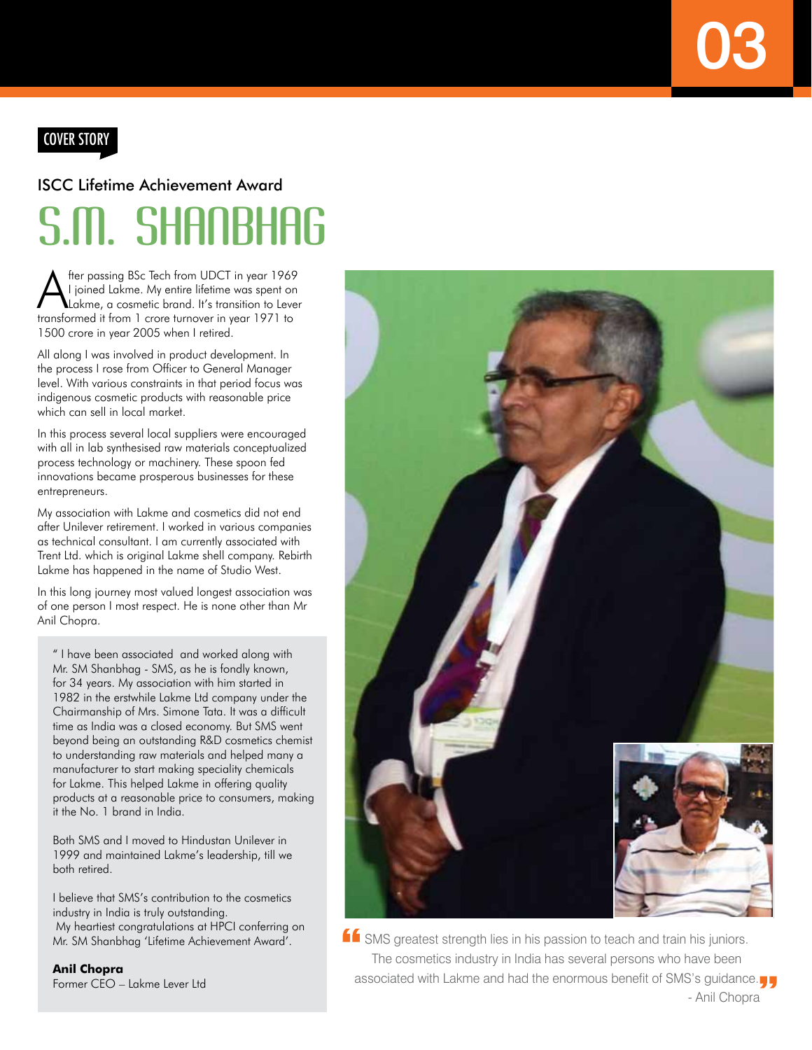COVER STORY

### ISCC Lifetime Achievement Award

# S.M. SHANBHAG

After passing BSc Tech from UDCT in year 1969 I joined Lakme. My entire lifetime was spent on Lakme, a cosmetic brand. It's transition to Lever transformed it from 1 crore turnover in year 1971 to 1500 crore in year 2005 when I retired.

All along I was involved in product development. In the process I rose from Officer to General Manager level. With various constraints in that period focus was indigenous cosmetic products with reasonable price which can sell in local market.

In this process several local suppliers were encouraged with all in lab synthesised raw materials conceptualized process technology or machinery. These spoon fed innovations became prosperous businesses for these entrepreneurs.

My association with Lakme and cosmetics did not end after Unilever retirement. I worked in various companies as technical consultant. I am currently associated with Trent Ltd. which is original Lakme shell company. Rebirth Lakme has happened in the name of Studio West.

In this long journey most valued longest association was of one person I most respect. He is none other than Mr Anil Chopra.

> " I have been associated and worked along with Mr. SM Shanbhag - SMS, as he is fondly known, for 34 years. My association with him started in 1982 in the erstwhile Lakme Ltd company under the Chairmanship of Mrs. Simone Tata. It was a difficult time as India was a closed economy. But SMS went beyond being an outstanding R&D cosmetics chemist to understanding raw materials and helped many a manufacturer to start making speciality chemicals for Lakme. This helped Lakme in offering quality products at a reasonable price to consumers, making it the No. 1 brand in India.
>
> Both SMS and I moved to Hindustan Unilever in 1999 and maintained Lakme's leadership, till we both retired.
>
> I believe that SMS's contribution to the cosmetics industry in India is truly outstanding.
> My heartiest congratulations at HPCI conferring on Mr. SM Shanbhag 'Lifetime Achievement Award'.
>
> **Anil Chopra**
> Former CEO – Lakme Lever Ltd

" SMS greatest strength lies in his passion to teach and train his juniors. The cosmetics industry in India has several persons who have been associated with Lakme and had the enormous benefit of SMS's guidance. "

- Anil Chopra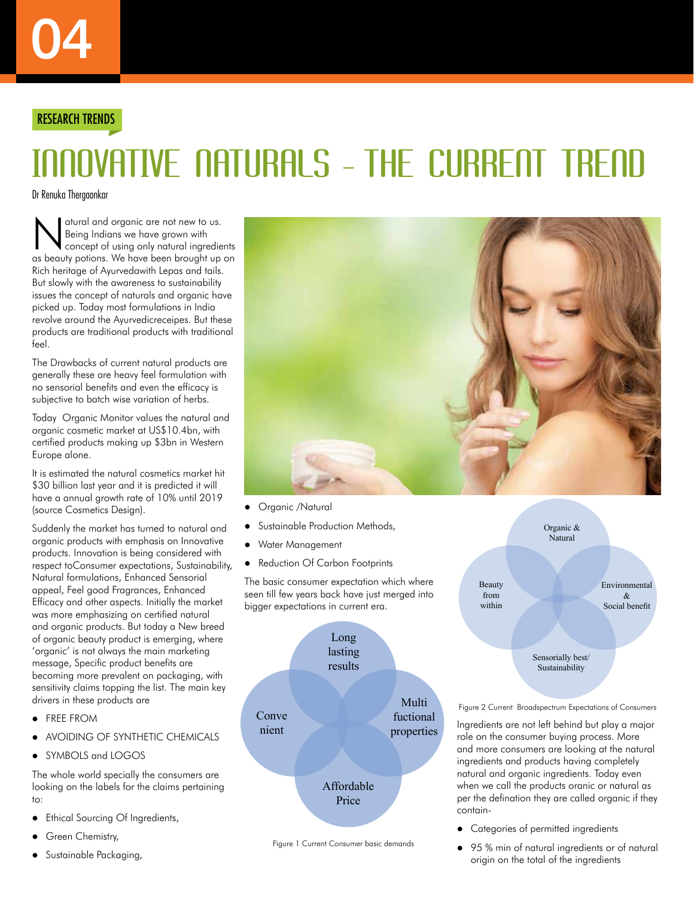RESEARCH TRENDS

# INNOVATIVE NATURALS – THE CURRENT TREND

Dr Renuka Thergaonkar

Natural and organic are not new to us. Being Indians we have grown with concept of using only natural ingredients as beauty potions. We have been brought up on Rich heritage of Ayurvedawith Lepas and tails. But slowly with the awareness to sustainability issues the concept of naturals and organic have picked up. Today most formulations in India revolve around the Ayurvedicreceipes. But these products are traditional products with traditional feel.

The Drawbacks of current natural products are generally these are heavy feel formulation with no sensorial benefits and even the efficacy is subjective to batch wise variation of herbs.

Today Organic Monitor values the natural and organic cosmetic market at US$10.4bn, with certified products making up $3bn in Western Europe alone.

It is estimated the natural cosmetics market hit $30 billion last year and it is predicted it will have a annual growth rate of 10% until 2019 (source Cosmetics Design).

Suddenly the market has turned to natural and organic products with emphasis on Innovative products. Innovation is being considered with respect toConsumer expectations, Sustainability, Natural formulations, Enhanced Sensorial appeal, Feel good Fragrances, Enhanced Efficacy and other aspects. Initially the market was more emphasizing on certified natural and organic products. But today a New breed of organic beauty product is emerging, where 'organic' is not always the main marketing message, Specific product benefits are becoming more prevalent on packaging, with sensitivity claims topping the list. The main key drivers in these products are

- FREE FROM
- AVOIDING OF SYNTHETIC CHEMICALS
- SYMBOLS and LOGOS

The whole world specially the consumers are looking on the labels for the claims pertaining to:

- Ethical Sourcing Of Ingredients,
- Green Chemistry,
- Sustainable Packaging,
- Organic /Natural
- Sustainable Production Methods,
- Water Management
- Reduction Of Carbon Footprints

The basic consumer expectation which where seen till few years back have just merged into bigger expectations in current era.

Long lasting results | Conve nient | Multi fuctional properties | Affordable Price

Figure 1 Current Consumer basic demands

Organic & Natural | Beauty from within | Environmental & Social benefit | Sensorially best/ Sustainability

Figure 2 Current Broadspectrum Expectations of Consumers

Ingredients are not left behind but play a major role on the consumer buying process. More and more consumers are looking at the natural ingredients and products having completely natural and organic ingredients. Today even when we call the products oranic or natural as per the defination they are called organic if they contain-

- Categories of permitted ingredients
- 95 % min of natural ingredients or of natural origin on the total of the ingredients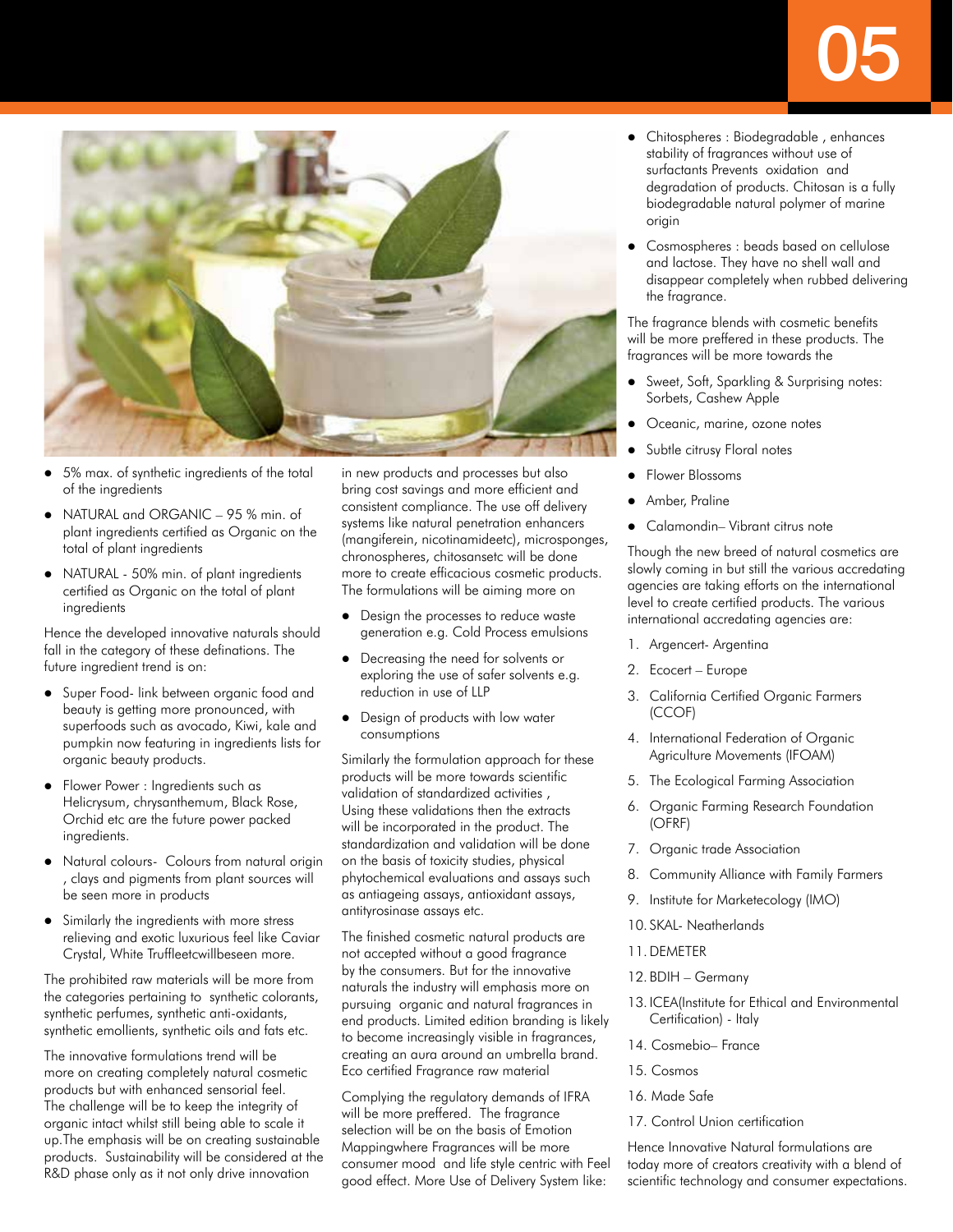- 5% max. of synthetic ingredients of the total of the ingredients
- NATURAL and ORGANIC – 95 % min. of plant ingredients certified as Organic on the total of plant ingredients
- NATURAL - 50% min. of plant ingredients certified as Organic on the total of plant ingredients

Hence the developed innovative naturals should fall in the category of these definations. The future ingredient trend is on:

- Super Food- link between organic food and beauty is getting more pronounced, with superfoods such as avocado, Kiwi, kale and pumpkin now featuring in ingredients lists for organic beauty products.
- Flower Power : Ingredients such as Helicrysum, chrysanthemum, Black Rose, Orchid etc are the future power packed ingredients.
- Natural colours- Colours from natural origin , clays and pigments from plant sources will be seen more in products
- Similarly the ingredients with more stress relieving and exotic luxurious feel like Caviar Crystal, White Truffleetcwillbeseen more.

The prohibited raw materials will be more from the categories pertaining to synthetic colorants, synthetic perfumes, synthetic anti-oxidants, synthetic emollients, synthetic oils and fats etc.

The innovative formulations trend will be more on creating completely natural cosmetic products but with enhanced sensorial feel. The challenge will be to keep the integrity of organic intact whilst still being able to scale it up.The emphasis will be on creating sustainable products. Sustainability will be considered at the R&D phase only as it not only drive innovation in new products and processes but also bring cost savings and more efficient and consistent compliance. The use off delivery systems like natural penetration enhancers (mangiferein, nicotinamideetc), microsponges, chronospheres, chitosansetc will be done more to create efficacious cosmetic products. The formulations will be aiming more on

- Design the processes to reduce waste generation e.g. Cold Process emulsions
- Decreasing the need for solvents or exploring the use of safer solvents e.g. reduction in use of LLP
- Design of products with low water consumptions

Similarly the formulation approach for these products will be more towards scientific validation of standardized activities , Using these validations then the extracts will be incorporated in the product. The standardization and validation will be done on the basis of toxicity studies, physical phytochemical evaluations and assays such as antiageing assays, antioxidant assays, antityrosinase assays etc.

The finished cosmetic natural products are not accepted without a good fragrance by the consumers. But for the innovative naturals the industry will emphasis more on pursuing organic and natural fragrances in end products. Limited edition branding is likely to become increasingly visible in fragrances, creating an aura around an umbrella brand. Eco certified Fragrance raw material

Complying the regulatory demands of IFRA will be more preffered. The fragrance selection will be on the basis of Emotion Mappingwhere Fragrances will be more consumer mood and life style centric with Feel good effect. More Use of Delivery System like:

- Chitospheres : Biodegradable , enhances stability of fragrances without use of surfactants Prevents oxidation and degradation of products. Chitosan is a fully biodegradable natural polymer of marine origin
- Cosmospheres : beads based on cellulose and lactose. They have no shell wall and disappear completely when rubbed delivering the fragrance.

The fragrance blends with cosmetic benefits will be more preffered in these products. The fragrances will be more towards the

- Sweet, Soft, Sparkling & Surprising notes: Sorbets, Cashew Apple
- Oceanic, marine, ozone notes
- Subtle citrusy Floral notes
- Flower Blossoms
- Amber, Praline
- Calamondin– Vibrant citrus note

Though the new breed of natural cosmetics are slowly coming in but still the various accredating agencies are taking efforts on the international level to create certified products. The various international accredating agencies are:

1. Argencert- Argentina
2. Ecocert – Europe
3. California Certified Organic Farmers (CCOF)
4. International Federation of Organic Agriculture Movements (IFOAM)
5. The Ecological Farming Association
6. Organic Farming Research Foundation (OFRF)
7. Organic trade Association
8. Community Alliance with Family Farmers
9. Institute for Marketecology (IMO)
10. SKAL- Neatherlands
11. DEMETER
12. BDIH – Germany
13. ICEA(Institute for Ethical and Environmental Certification) - Italy
14. Cosmebio– France
15. Cosmos
16. Made Safe
17. Control Union certification

Hence Innovative Natural formulations are today more of creators creativity with a blend of scientific technology and consumer expectations.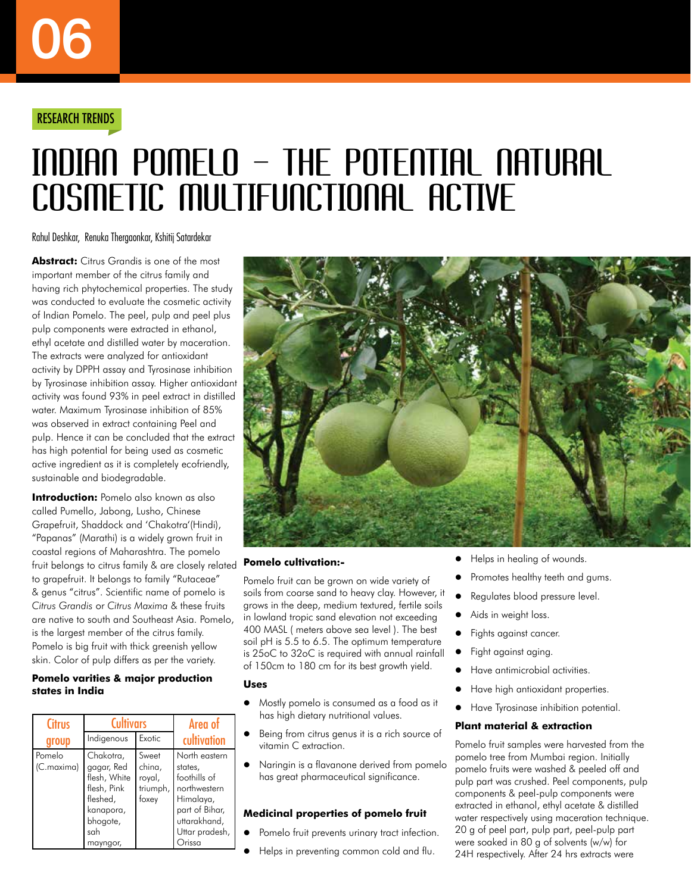RESEARCH TRENDS

# INDIAN POMELO – THE POTENTIAL NATURAL COSMETIC MULTIFUNCTIONAL ACTIVE

Rahul Deshkar, Renuka Thergaonkar, Kshitij Satardekar

**Abstract:** Citrus Grandis is one of the most important member of the citrus family and having rich phytochemical properties. The study was conducted to evaluate the cosmetic activity of Indian Pomelo. The peel, pulp and peel plus pulp components were extracted in ethanol, ethyl acetate and distilled water by maceration. The extracts were analyzed for antioxidant activity by DPPH assay and Tyrosinase inhibition by Tyrosinase inhibition assay. Higher antioxidant activity was found 93% in peel extract in distilled water. Maximum Tyrosinase inhibition of 85% was observed in extract containing Peel and pulp. Hence it can be concluded that the extract has high potential for being used as cosmetic active ingredient as it is completely ecofriendly, sustainable and biodegradable.

**Introduction:** Pomelo also known as also called Pumello, Jabong, Lusho, Chinese Grapefruit, Shaddock and 'Chakotra'(Hindi), "Papanas" (Marathi) is a widely grown fruit in coastal regions of Maharashtra. The pomelo fruit belongs to citrus family & are closely related to grapefruit. It belongs to family "Rutaceae" & genus "citrus". Scientific name of pomelo is *Citrus Grandis* or *Citrus Maxima* & these fruits are native to south and Southeast Asia. Pomelo, is the largest member of the citrus family. Pomelo is big fruit with thick greenish yellow skin. Color of pulp differs as per the variety.

**Pomelo varities & major production states in India**

| Citrus group | Cultivars | | Area of cultivation |
|---|---|---|---|
| | Indigenous | Exotic | |
| Pomelo (C.maxima) | Chakotra, gagar, Red flesh, White flesh, Pink fleshed, kanapora, bhogote, sah mayngor, | Sweet china, royal, triumph, foxey | North eastern states, foothills of northwestern Himalaya, part of Bihar, uttarakhand, Uttar pradesh, Orissa |

**Pomelo cultivation:-**

Pomelo fruit can be grown on wide variety of soils from coarse sand to heavy clay. However, it grows in the deep, medium textured, fertile soils in lowland tropic sand elevation not exceeding 400 MASL ( meters above sea level ). The best soil pH is 5.5 to 6.5. The optimum temperature is 25oC to 32oC is required with annual rainfall of 150cm to 180 cm for its best growth yield.

**Uses**

- Mostly pomelo is consumed as a food as it has high dietary nutritional values.
- Being from citrus genus it is a rich source of vitamin C extraction.
- Naringin is a flavanone derived from pomelo has great pharmaceutical significance.

**Medicinal properties of pomelo fruit**

- Pomelo fruit prevents urinary tract infection.
- Helps in preventing common cold and flu.
- Helps in healing of wounds.
- Promotes healthy teeth and gums.
- Regulates blood pressure level.
- Aids in weight loss.
- Fights against cancer.
- Fight against aging.
- Have antimicrobial activities.
- Have high antioxidant properties.
- Have Tyrosinase inhibition potential.

**Plant material & extraction**

Pomelo fruit samples were harvested from the pomelo tree from Mumbai region. Initially pomelo fruits were washed & peeled off and pulp part was crushed. Peel components, pulp components & peel-pulp components were extracted in ethanol, ethyl acetate & distilled water respectively using maceration technique. 20 g of peel part, pulp part, peel-pulp part were soaked in 80 g of solvents (w/w) for 24H respectively. After 24 hrs extracts were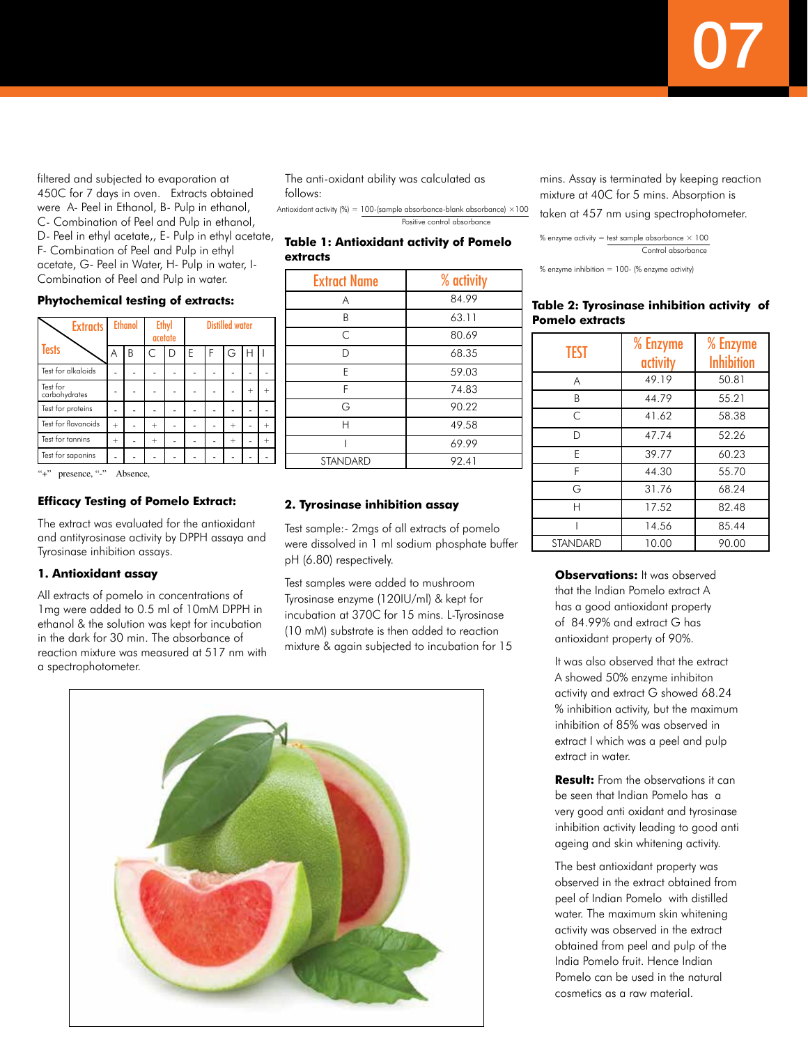filtered and subjected to evaporation at 450C for 7 days in oven. Extracts obtained were A- Peel in Ethanol, B- Pulp in ethanol, C- Combination of Peel and Pulp in ethanol, D- Peel in ethyl acetate,, E- Pulp in ethyl acetate, F- Combination of Peel and Pulp in ethyl acetate, G- Peel in Water, H- Pulp in water, I- Combination of Peel and Pulp in water.

**Phytochemical testing of extracts:**

| Tests \ Extracts | Ethanol | | Ethyl acetate | | Distilled water | | | | |
|---|---|---|---|---|---|---|---|---|---|
| | A | B | C | D | E | F | G | H | I |
| Test for alkaloids | - | - | - | - | - | - | - | - | - |
| Test for carbohydrates | - | - | - | - | - | - | - | + | + |
| Test for proteins | - | - | - | - | - | - | - | - | - |
| Test for flavanoids | + | - | + | - | - | - | + | - | + |
| Test for tannins | + | - | + | - | - | - | + | - | + |
| Test for saponins | - | - | - | - | - | - | - | - | - |

"+" presence, "-" Absence,

**Efficacy Testing of Pomelo Extract:**

The extract was evaluated for the antioxidant and antityrosinase activity by DPPH assaya and Tyrosinase inhibition assays.

**1. Antioxidant assay**

All extracts of pomelo in concentrations of 1mg were added to 0.5 ml of 10mM DPPH in ethanol & the solution was kept for incubation in the dark for 30 min. The absorbance of reaction mixture was measured at 517 nm with a spectrophotometer.

The anti-oxidant ability was calculated as follows:

$$\text{Antioxidant activity (\%)} = \frac{100\text{-(sample absorbance-blank absorbance)} \times 100}{\text{Positive control absorbance}}$$

**Table 1: Antioxidant activity of Pomelo extracts**

| Extract Name | % activity |
|---|---|
| A | 84.99 |
| B | 63.11 |
| C | 80.69 |
| D | 68.35 |
| E | 59.03 |
| F | 74.83 |
| G | 90.22 |
| H | 49.58 |
| I | 69.99 |
| STANDARD | 92.41 |

**2. Tyrosinase inhibition assay**

Test sample:- 2mgs of all extracts of pomelo were dissolved in 1 ml sodium phosphate buffer pH (6.80) respectively.

Test samples were added to mushroom Tyrosinase enzyme (120IU/ml) & kept for incubation at 370C for 15 mins. L-Tyrosinase (10 mM) substrate is then added to reaction mixture & again subjected to incubation for 15 mins. Assay is terminated by keeping reaction mixture at 40C for 5 mins. Absorption is taken at 457 nm using spectrophotometer.

$$\text{\% enzyme activity} = \frac{\text{test sample absorbance} \times 100}{\text{Control absorbance}}$$

$$\text{\% enzyme inhibition} = 100\text{- (\% enzyme activity)}$$

**Table 2: Tyrosinase inhibition activity of Pomelo extracts**

| TEST | % Enzyme activity | % Enzyme Inhibition |
|---|---|---|
| A | 49.19 | 50.81 |
| B | 44.79 | 55.21 |
| C | 41.62 | 58.38 |
| D | 47.74 | 52.26 |
| E | 39.77 | 60.23 |
| F | 44.30 | 55.70 |
| G | 31.76 | 68.24 |
| H | 17.52 | 82.48 |
| I | 14.56 | 85.44 |
| STANDARD | 10.00 | 90.00 |

**Observations:** It was observed that the Indian Pomelo extract A has a good antioxidant property of 84.99% and extract G has antioxidant property of 90%.

It was also observed that the extract A showed 50% enzyme inhibiton activity and extract G showed 68.24 % inhibition activity, but the maximum inhibition of 85% was observed in extract I which was a peel and pulp extract in water.

**Result:** From the observations it can be seen that Indian Pomelo has a very good anti oxidant and tyrosinase inhibition activity leading to good anti ageing and skin whitening activity.

The best antioxidant property was observed in the extract obtained from peel of Indian Pomelo with distilled water. The maximum skin whitening activity was observed in the extract obtained from peel and pulp of the India Pomelo fruit. Hence Indian Pomelo can be used in the natural cosmetics as a raw material.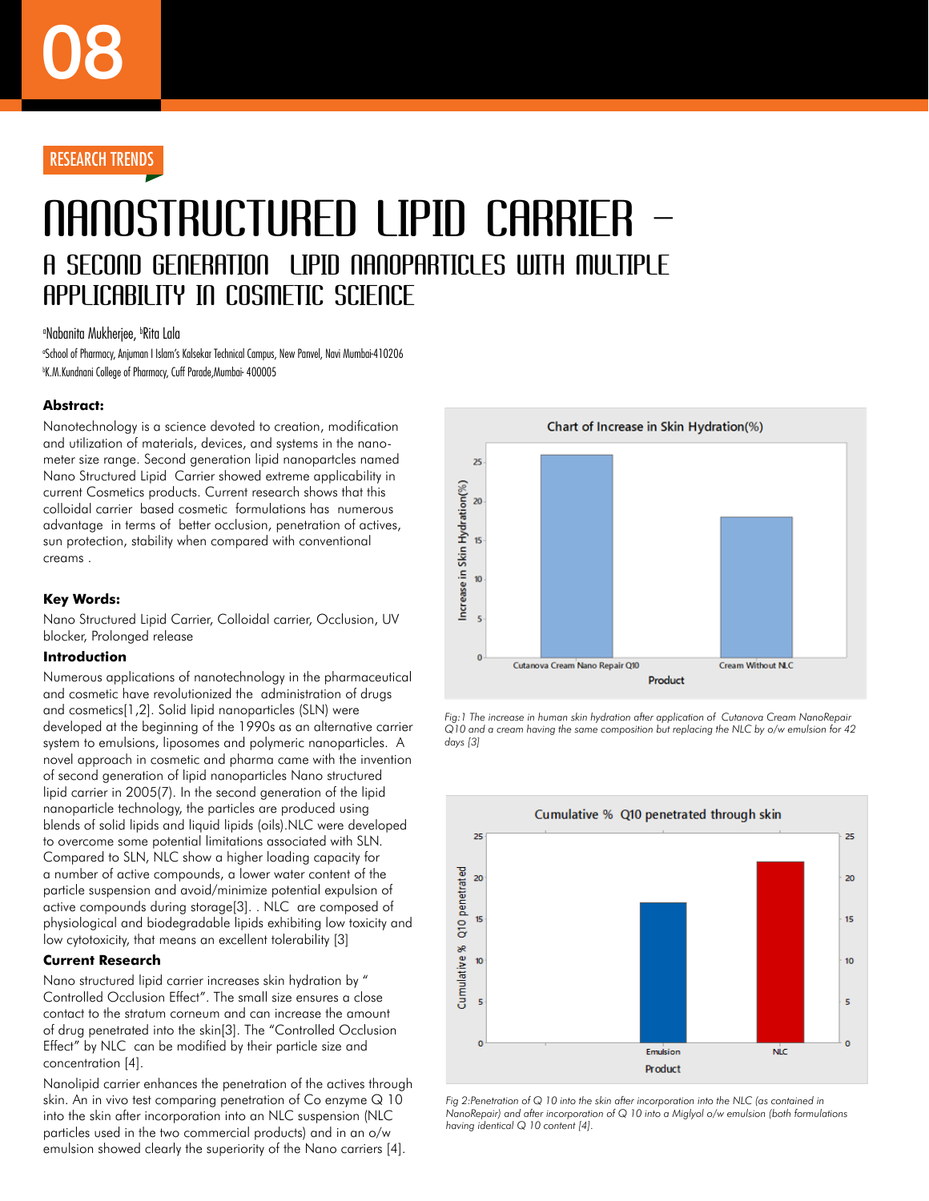RESEARCH TRENDS

# NANOSTRUCTURED LIPID CARRIER – A SECOND GENERATION LIPID NANOPARTICLES WITH MULTIPLE APPLICABILITY IN COSMETIC SCIENCE

[a]Nabanita Mukherjee, [b]Rita Lala

[a]School of Pharmacy, Anjuman I Islam's Kalsekar Technical Campus, New Panvel, Navi Mumbai-410206

[b]K.M.Kundnani College of Pharmacy, Cuff Parade,Mumbai- 400005

**Abstract:**

Nanotechnology is a science devoted to creation, modification and utilization of materials, devices, and systems in the nano-meter size range. Second generation lipid nanopartcles named Nano Structured Lipid Carrier showed extreme applicability in current Cosmetics products. Current research shows that this colloidal carrier based cosmetic formulations has numerous advantage in terms of better occlusion, penetration of actives, sun protection, stability when compared with conventional creams .

**Key Words:**

Nano Structured Lipid Carrier, Colloidal carrier, Occlusion, UV blocker, Prolonged release

**Introduction**

Numerous applications of nanotechnology in the pharmaceutical and cosmetic have revolutionized the administration of drugs and cosmetics[1,2]. Solid lipid nanoparticles (SLN) were developed at the beginning of the 1990s as an alternative carrier system to emulsions, liposomes and polymeric nanoparticles. A novel approach in cosmetic and pharma came with the invention of second generation of lipid nanoparticles Nano structured lipid carrier in 2005(7). In the second generation of the lipid nanoparticle technology, the particles are produced using blends of solid lipids and liquid lipids (oils).NLC were developed to overcome some potential limitations associated with SLN. Compared to SLN, NLC show a higher loading capacity for a number of active compounds, a lower water content of the particle suspension and avoid/minimize potential expulsion of active compounds during storage[3]. . NLC are composed of physiological and biodegradable lipids exhibiting low toxicity and low cytotoxicity, that means an excellent tolerability [3]

**Current Research**

Nano structured lipid carrier increases skin hydration by " Controlled Occlusion Effect". The small size ensures a close contact to the stratum corneum and can increase the amount of drug penetrated into the skin[3]. The "Controlled Occlusion Effect" by NLC can be modified by their particle size and concentration [4].

Nanolipid carrier enhances the penetration of the actives through skin. An in vivo test comparing penetration of Co enzyme Q 10 into the skin after incorporation into an NLC suspension (NLC particles used in the two commercial products) and in an o/w emulsion showed clearly the superiority of the Nano carriers [4].

*Fig:1 The increase in human skin hydration after application of Cutanova Cream NanoRepair Q10 and a cream having the same composition but replacing the NLC by o/w emulsion for 42 days [3]*

*Fig 2:Penetration of Q 10 into the skin after incorporation into the NLC (as contained in NanoRepair) and after incorporation of Q 10 into a Miglyol o/w emulsion (both formulations having identical Q 10 content [4].*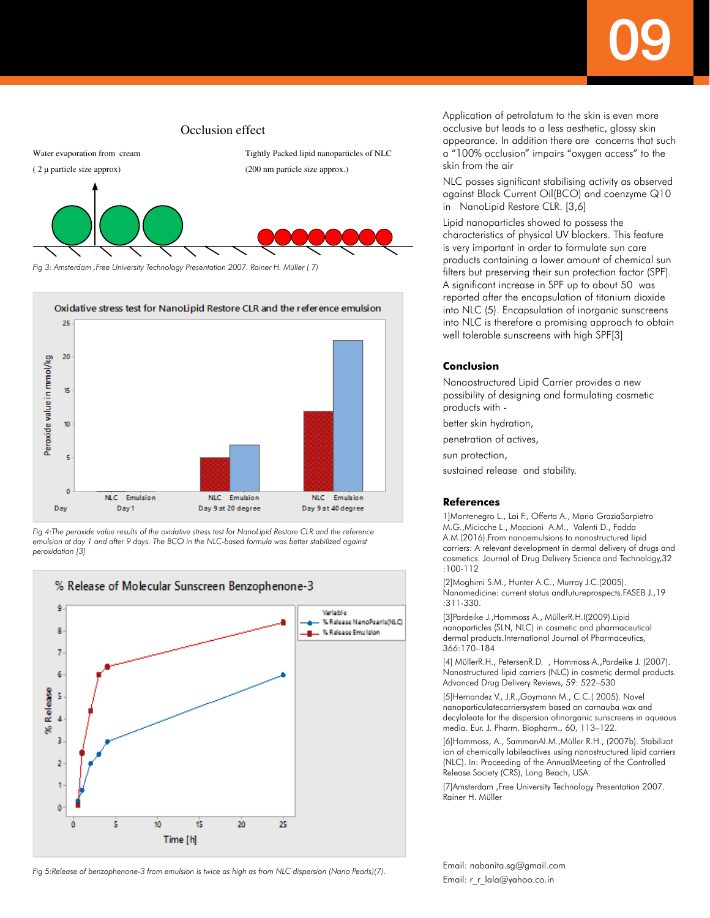Occlusion effect

Water evaporation from cream ( 2 μ particle size approx)

Tightly Packed lipid nanoparticles of NLC (200 nm particle size approx.)

*Fig 3: Amsterdam ,Free University Technology Presentation 2007. Rainer H. Müller ( 7)*

Oxidative stress test for NanoLipid Restore CLR and the reference emulsion

*Fig 4:The peroxide value results of the oxidative stress test for NanoLipid Restore CLR and the reference emulsion at day 1 and after 9 days. The BCO in the NLC-based formula was better stabilized against peroxidation [3]*

% Release of Molecular Sunscreen Benzophenone-3

*Fig 5:Release of benzophenone-3 from emulsion is twice as high as from NLC dispersion (Nano Pearls)(7).*

Application of petrolatum to the skin is even more occlusive but leads to a less aesthetic, glossy skin appearance. In addition there are concerns that such a "100% occlusion" impairs "oxygen access" to the skin from the air

NLC posses significant stabilising activity as observed against Black Current Oil(BCO) and coenzyme Q10 in NanoLipid Restore CLR. [3,6]

Lipid nanoparticles showed to possess the characteristics of physical UV blockers. This feature is very important in order to formulate sun care products containing a lower amount of chemical sun filters but preserving their sun protection factor (SPF). A significant increase in SPF up to about 50 was reported after the encapsulation of titanium dioxide into NLC (5). Encapsulation of inorganic sunscreens into NLC is therefore a promising approach to obtain well tolerable sunscreens with high SPF[3]

## Conclusion

Nanaostructured Lipid Carrier provides a new possibility of designing and formulating cosmetic products with -

better skin hydration,

penetration of actives,

sun protection,

sustained release and stability.

## References

1]Montenegro L., Lai F., Offerta A., Maria GraziaSarpietro M.G.,Micicche L., Maccioni A.M., Valenti D., Fadda A.M.(2016).From nanoemulsions to nanostructured lipid carriers: A relevant development in dermal delivery of drugs and cosmetics. Journal of Drug Delivery Science and Technology,32 :100-112

[2]Moghimi S.M., Hunter A.C., Murray J.C.(2005). Nanomedicine: current status andfutureprospects.FASEB J.,19 :311-330.

[3]Pardeike J.,Hommoss A., MüllerR.H.I(2009).Lipid nanoparticles (SLN, NLC) in cosmetic and pharmaceutical dermal products.International Journal of Pharmaceutics, 366:170–184

[4] MüllerR.H., PetersenR.D. , Hommoss A.,Pardeike J. (2007). Nanostructured lipid carriers (NLC) in cosmetic dermal products. Advanced Drug Delivery Reviews, 59: 522–530

[5]Hernandez V., J.R.,Goymann M., C.C.( 2005). Novel nanoparticulatecarriersystem based on carnauba wax and decyloleate for the dispersion ofinorganic sunscreens in aqueous media. Eur. J. Pharm. Biopharm., 60, 113–122.

[6]Hommoss, A., SammanAl.M.,Müller R.H., (2007b). Stabilizat ion of chemically labileactives using nanostructured lipid carriers (NLC). In: Proceeding of the AnnualMeeting of the Controlled Release Society (CRS), Long Beach, USA.

[7]Amsterdam ,Free University Technology Presentation 2007. Rainer H. Müller

Email: nabanita.sg@gmail.com

Email: r_r_lala@yahoo.co.in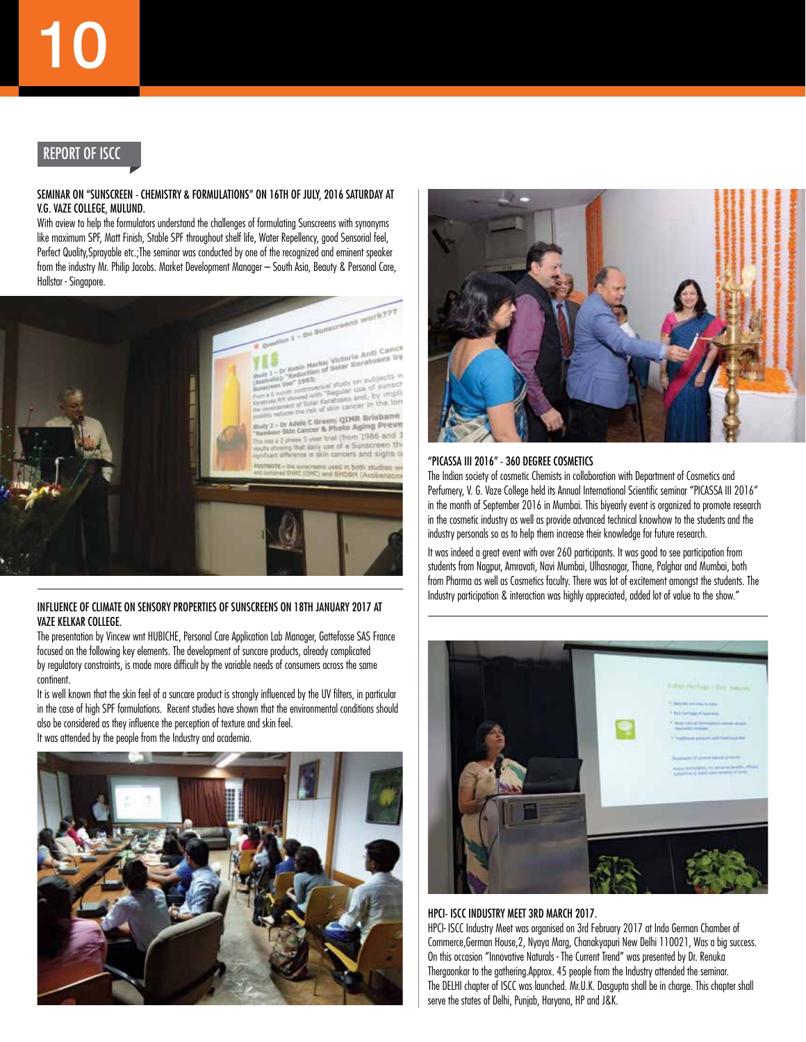## REPORT OF ISCC

### SEMINAR ON "SUNSCREEN - CHEMISTRY & FORMULATIONS" ON 16TH OF JULY, 2016 SATURDAY AT V.G. VAZE COLLEGE, MULUND.

With aview to help the formulators understand the challenges of formulating Sunscreens with synonyms like maximum SPF, Matt Finish, Stable SPF throughout shelf life, Water Repellency, good Sensorial feel, Perfect Quality,Sprayable etc.;The seminar was conducted by one of the recognized and eminent speaker from the industry Mr. Philip Jacobs. Market Development Manager – South Asia, Beauty & Personal Care, Hallstar - Singapore.

### INFLUENCE OF CLIMATE ON SENSORY PROPERTIES OF SUNSCREENS ON 18TH JANUARY 2017 AT VAZE KELKAR COLLEGE.

The presentation by Vincew wnt HUBICHE, Personal Care Application Lab Manager, Gattefosse SAS France focused on the following key elements. The development of suncare products, already complicated by regulatory constraints, is made more difficult by the variable needs of consumers across the same continent.

It is well known that the skin feel of a suncare product is strongly influenced by the UV filters, in particular in the case of high SPF formulations. Recent studies have shown that the environmental conditions should also be considered as they influence the perception of texture and skin feel.

It was attended by the people from the Industry and academia.

### "PICASSA III 2016" - 360 DEGREE COSMETICS

The Indian society of cosmetic Chemists in collaboration with Department of Cosmetics and Perfumery, V. G. Vaze College held its Annual International Scientific seminar "PICASSA III 2016" in the month of September 2016 in Mumbai. This biyearly event is organized to promote research in the cosmetic industry as well as provide advanced technical knowhow to the students and the industry personals so as to help them increase their knowledge for future research.

It was indeed a great event with over 260 participants. It was good to see participation from students from Nagpur, Amravati, Navi Mumbai, Ulhasnagar, Thane, Palghar and Mumbai, both from Pharma as well as Cosmetics faculty. There was lot of excitement amongst the students. The Industry participation & interaction was highly appreciated, added lot of value to the show."

### HPCI- ISCC INDUSTRY MEET 3RD MARCH 2017.

HPCI- ISCC Industry Meet was organised on 3rd February 2017 at Indo German Chamber of Commerce,German House,2, Nyaya Marg, Chanakyapuri New Delhi 110021, Was a big success. On this occasion "Innovative Naturals - The Current Trend" was presented by Dr. Renuka Thergaonkar to the gathering.Approx. 45 people from the Industry attended the seminar. The DELHI chapter of ISCC was launched. Mr.U.K. Dasgupta shall be in charge. This chapter shall serve the states of Delhi, Punjab, Haryana, HP and J&K.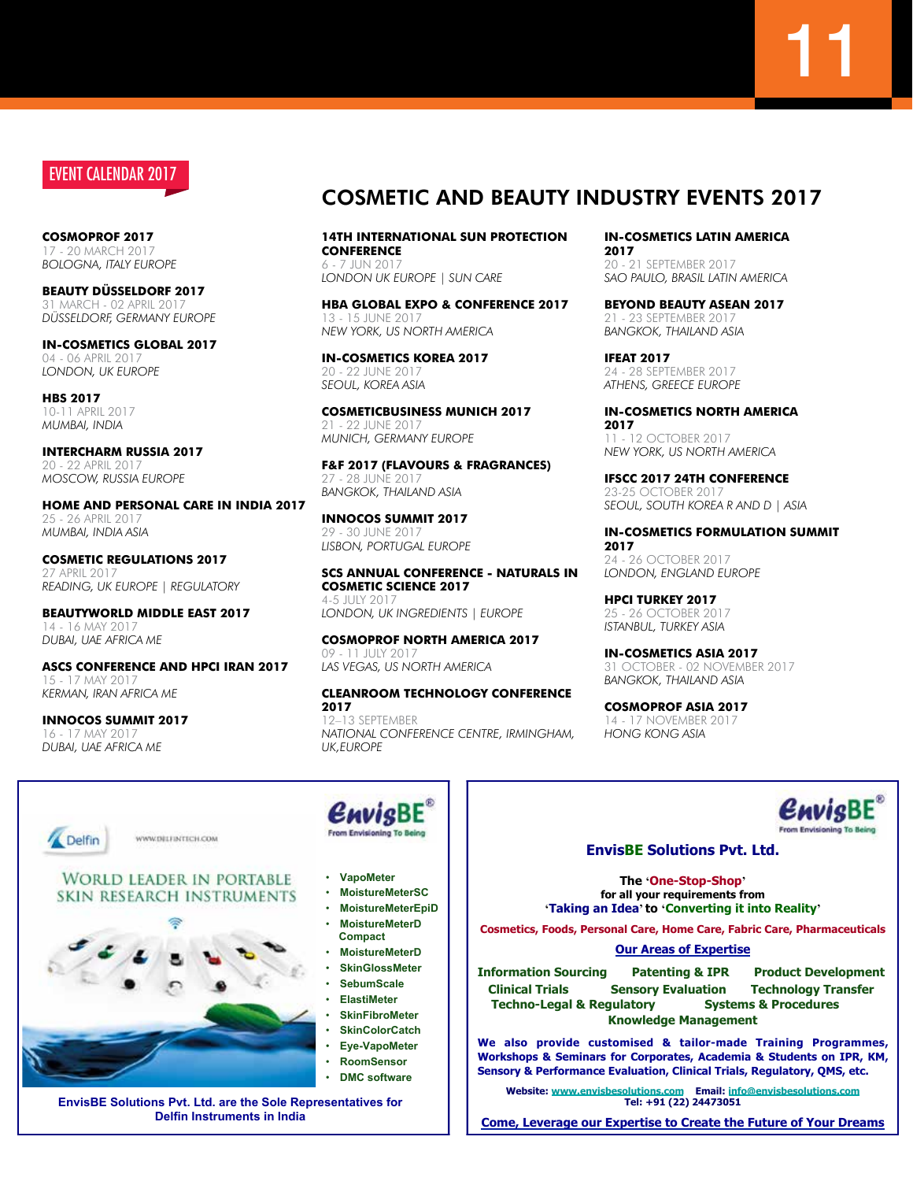EVENT CALENDAR 2017

# COSMETIC AND BEAUTY INDUSTRY EVENTS 2017

**COSMOPROF 2017**
17 - 20 MARCH 2017
*BOLOGNA, ITALY EUROPE*

**BEAUTY DÜSSELDORF 2017**
31 MARCH - 02 APRIL 2017
*DÜSSELDORF, GERMANY EUROPE*

**IN-COSMETICS GLOBAL 2017**
04 - 06 APRIL 2017
*LONDON, UK EUROPE*

**HBS 2017**
10-11 APRIL 2017
*MUMBAI, INDIA*

**INTERCHARM RUSSIA 2017**
20 - 22 APRIL 2017
*MOSCOW, RUSSIA EUROPE*

**HOME AND PERSONAL CARE IN INDIA 2017**
25 - 26 APRIL 2017
*MUMBAI, INDIA ASIA*

**COSMETIC REGULATIONS 2017**
27 APRIL 2017
*READING, UK EUROPE | REGULATORY*

**BEAUTYWORLD MIDDLE EAST 2017**
14 - 16 MAY 2017
*DUBAI, UAE AFRICA ME*

**ASCS CONFERENCE AND HPCI IRAN 2017**
15 - 17 MAY 2017
*KERMAN, IRAN AFRICA ME*

**INNOCOS SUMMIT 2017**
16 - 17 MAY 2017
*DUBAI, UAE AFRICA ME*

**14TH INTERNATIONAL SUN PROTECTION CONFERENCE**
6 - 7 JUN 2017
*LONDON UK EUROPE | SUN CARE*

**HBA GLOBAL EXPO & CONFERENCE 2017**
13 - 15 JUNE 2017
*NEW YORK, US NORTH AMERICA*

**IN-COSMETICS KOREA 2017**
20 - 22 JUNE 2017
*SEOUL, KOREA ASIA*

**COSMETICBUSINESS MUNICH 2017**
21 - 22 JUNE 2017
*MUNICH, GERMANY EUROPE*

**F&F 2017 (FLAVOURS & FRAGRANCES)**
27 - 28 JUNE 2017
*BANGKOK, THAILAND ASIA*

**INNOCOS SUMMIT 2017**
29 - 30 JUNE 2017
*LISBON, PORTUGAL EUROPE*

**SCS ANNUAL CONFERENCE - NATURALS IN COSMETIC SCIENCE 2017**
4-5 JULY 2017
*LONDON, UK INGREDIENTS | EUROPE*

**COSMOPROF NORTH AMERICA 2017**
09 - 11 JULY 2017
*LAS VEGAS, US NORTH AMERICA*

**CLEANROOM TECHNOLOGY CONFERENCE 2017**
12–13 SEPTEMBER
*NATIONAL CONFERENCE CENTRE, IRMINGHAM, UK,EUROPE*

**IN-COSMETICS LATIN AMERICA 2017**
20 - 21 SEPTEMBER 2017
*SAO PAULO, BRASIL LATIN AMERICA*

**BEYOND BEAUTY ASEAN 2017**
21 - 23 SEPTEMBER 2017
*BANGKOK, THAILAND ASIA*

**IFEAT 2017**
24 - 28 SEPTEMBER 2017
*ATHENS, GREECE EUROPE*

**IN-COSMETICS NORTH AMERICA 2017**
11 - 12 OCTOBER 2017
*NEW YORK, US NORTH AMERICA*

**IFSCC 2017 24TH CONFERENCE**
23-25 OCTOBER 2017
*SEOUL, SOUTH KOREA R AND D | ASIA*

**IN-COSMETICS FORMULATION SUMMIT 2017**
24 - 26 OCTOBER 2017
*LONDON, ENGLAND EUROPE*

**HPCI TURKEY 2017**
25 - 26 OCTOBER 2017
*ISTANBUL, TURKEY ASIA*

**IN-COSMETICS ASIA 2017**
31 OCTOBER - 02 NOVEMBER 2017
*BANGKOK, THAILAND ASIA*

**COSMOPROF ASIA 2017**
14 - 17 NOVEMBER 2017
*HONG KONG ASIA*

---

Delfin WWW.DELFINTECH.COM

WORLD LEADER IN PORTABLE SKIN RESEARCH INSTRUMENTS

EnvisBE® From Envisioning To Being

- VapoMeter
- MoistureMeterSC
- MoistureMeterEpiD
- MoistureMeterD Compact
- MoistureMeterD
- SkinGlossMeter
- SebumScale
- ElastiMeter
- SkinFibroMeter
- SkinColorCatch
- Eye-VapoMeter
- RoomSensor
- DMC software

**EnvisBE Solutions Pvt. Ltd. are the Sole Representatives for Delfin Instruments in India**

---

EnvisBE® From Envisioning To Being

**EnvisBE Solutions Pvt. Ltd.**

**The 'One-Stop-Shop' for all your requirements from 'Taking an Idea' to 'Converting it into Reality'**

**Cosmetics, Foods, Personal Care, Home Care, Fabric Care, Pharmaceuticals**

**Our Areas of Expertise**

**Information Sourcing | Patenting & IPR | Product Development | Clinical Trials | Sensory Evaluation | Technology Transfer | Techno-Legal & Regulatory | Systems & Procedures | Knowledge Management**

**We also provide customised & tailor-made Training Programmes, Workshops & Seminars for Corporates, Academia & Students on IPR, KM, Sensory & Performance Evaluation, Clinical Trials, Regulatory, QMS, etc.**

**Website:** www.envisbesolutions.com **Email:** info@envisbesolutions.com
**Tel: +91 (22) 24473051**

**Come, Leverage our Expertise to Create the Future of Your Dreams**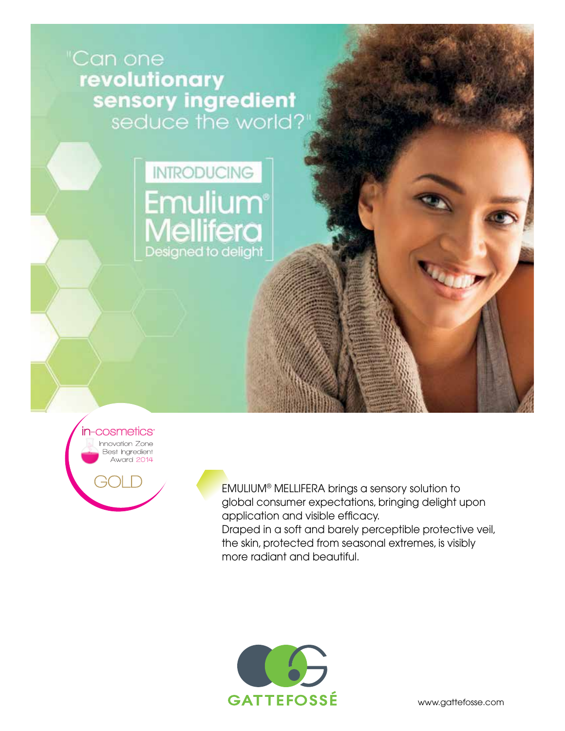"Can one **revolutionary sensory ingredient** seduce the world?"

INTRODUCING

# Emulium® Mellifera

Designed to delight

in-cosmetics® Innovation Zone Best Ingredient Award 2014

GOLD

EMULIUM® MELLIFERA brings a sensory solution to global consumer expectations, bringing delight upon application and visible efficacy.
Draped in a soft and barely perceptible protective veil, the skin, protected from seasonal extremes, is visibly more radiant and beautiful.

GATTEFOSSÉ

www.gattefosse.com